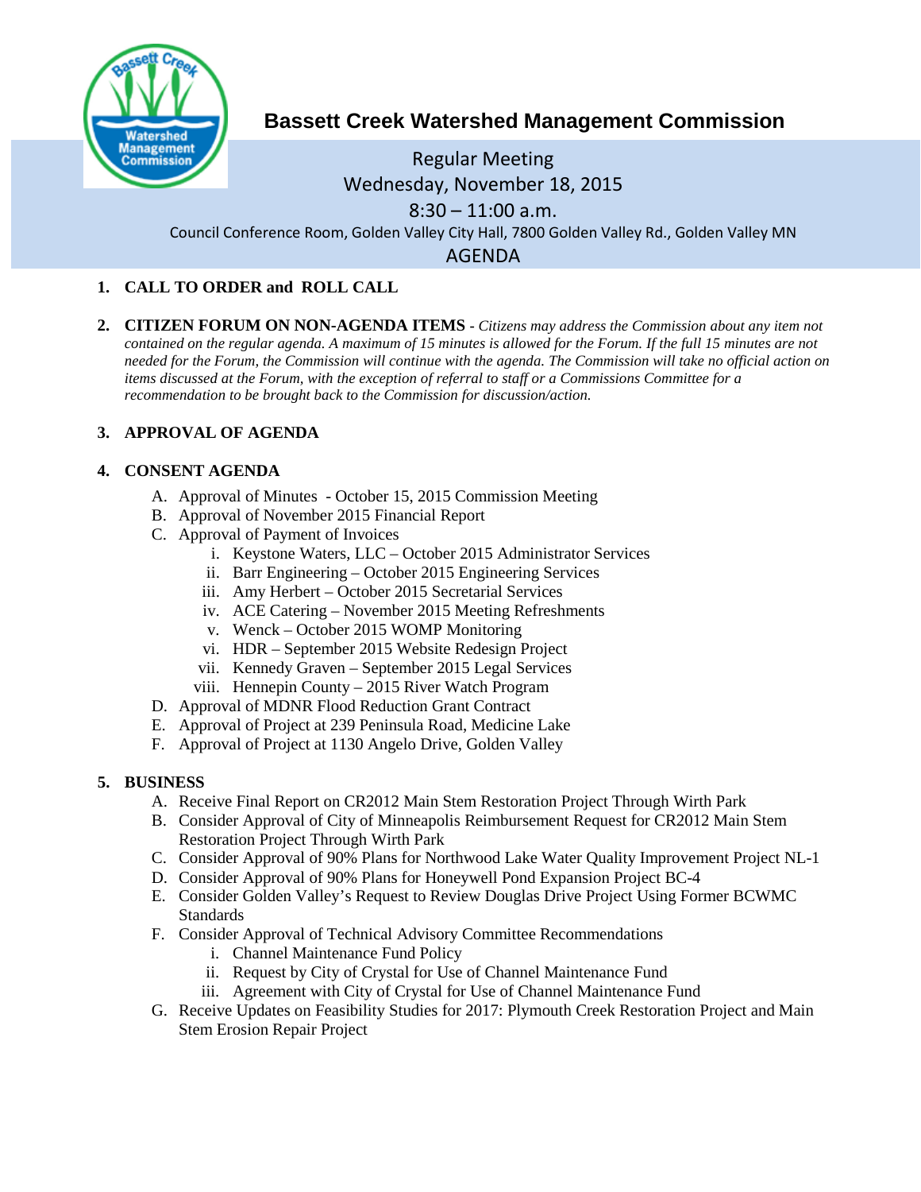# Bassett Creek Watershed Management Commission

Regular Meeting
Wednesday, November 18, 2015
8:30 – 11:00 a.m.
Council Conference Room, Golden Valley City Hall, 7800 Golden Valley Rd., Golden Valley MN

## AGENDA

1. **CALL TO ORDER and ROLL CALL**

2. **CITIZEN FORUM ON NON-AGENDA ITEMS** - *Citizens may address the Commission about any item not contained on the regular agenda. A maximum of 15 minutes is allowed for the Forum. If the full 15 minutes are not needed for the Forum, the Commission will continue with the agenda. The Commission will take no official action on items discussed at the Forum, with the exception of referral to staff or a Commissions Committee for a recommendation to be brought back to the Commission for discussion/action.*

3. **APPROVAL OF AGENDA**

4. **CONSENT AGENDA**
   A. Approval of Minutes - October 15, 2015 Commission Meeting
   B. Approval of November 2015 Financial Report
   C. Approval of Payment of Invoices
      i. Keystone Waters, LLC – October 2015 Administrator Services
      ii. Barr Engineering – October 2015 Engineering Services
      iii. Amy Herbert – October 2015 Secretarial Services
      iv. ACE Catering – November 2015 Meeting Refreshments
      v. Wenck – October 2015 WOMP Monitoring
      vi. HDR – September 2015 Website Redesign Project
      vii. Kennedy Graven – September 2015 Legal Services
      viii. Hennepin County – 2015 River Watch Program
   D. Approval of MDNR Flood Reduction Grant Contract
   E. Approval of Project at 239 Peninsula Road, Medicine Lake
   F. Approval of Project at 1130 Angelo Drive, Golden Valley

5. **BUSINESS**
   A. Receive Final Report on CR2012 Main Stem Restoration Project Through Wirth Park
   B. Consider Approval of City of Minneapolis Reimbursement Request for CR2012 Main Stem Restoration Project Through Wirth Park
   C. Consider Approval of 90% Plans for Northwood Lake Water Quality Improvement Project NL-1
   D. Consider Approval of 90% Plans for Honeywell Pond Expansion Project BC-4
   E. Consider Golden Valley's Request to Review Douglas Drive Project Using Former BCWMC Standards
   F. Consider Approval of Technical Advisory Committee Recommendations
      i. Channel Maintenance Fund Policy
      ii. Request by City of Crystal for Use of Channel Maintenance Fund
      iii. Agreement with City of Crystal for Use of Channel Maintenance Fund
   G. Receive Updates on Feasibility Studies for 2017: Plymouth Creek Restoration Project and Main Stem Erosion Repair Project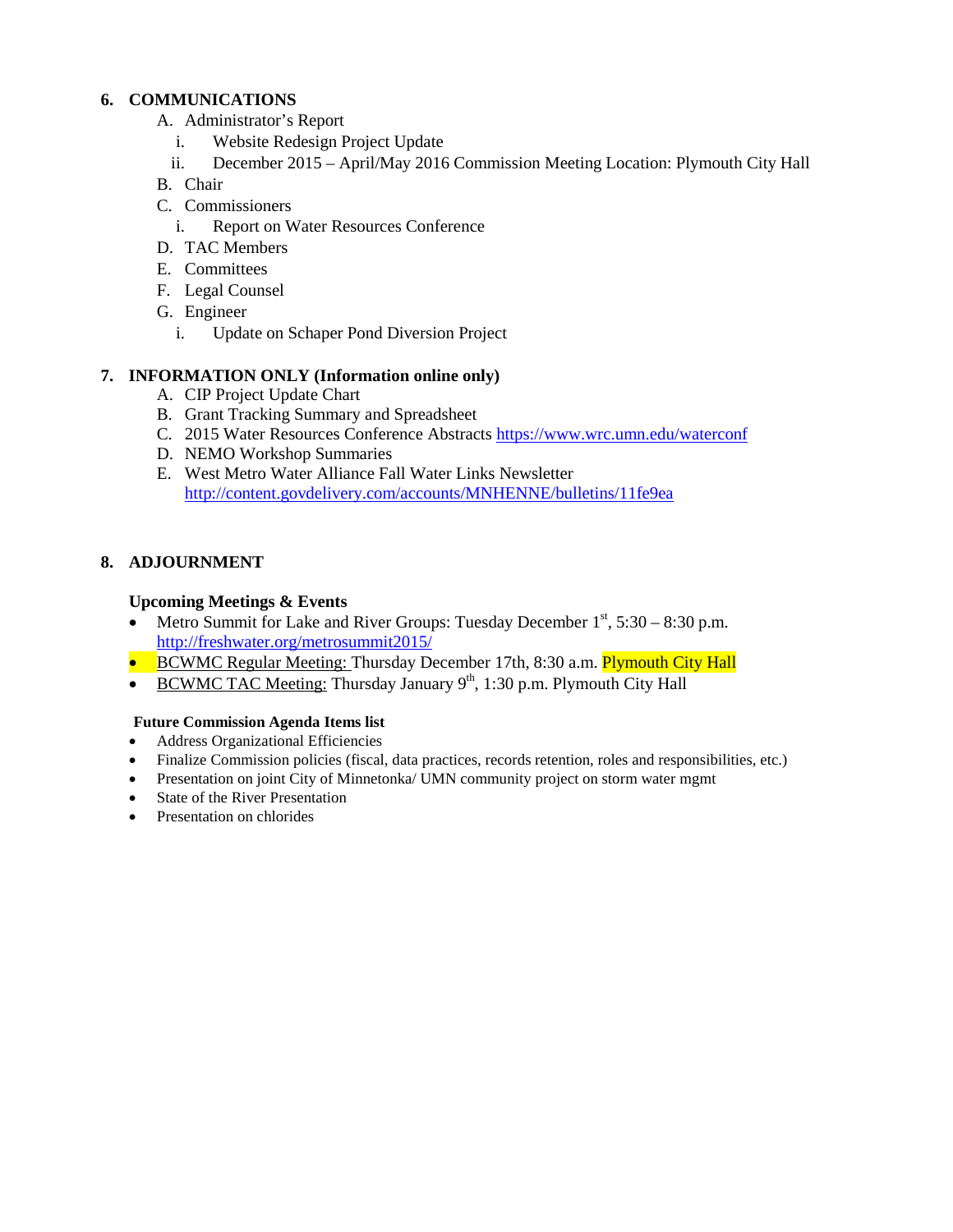**6. COMMUNICATIONS**

A. Administrator's Report
   i. Website Redesign Project Update
   ii. December 2015 – April/May 2016 Commission Meeting Location: Plymouth City Hall

B. Chair

C. Commissioners
   i. Report on Water Resources Conference

D. TAC Members

E. Committees

F. Legal Counsel

G. Engineer
   i. Update on Schaper Pond Diversion Project

**7. INFORMATION ONLY (Information online only)**

A. CIP Project Update Chart

B. Grant Tracking Summary and Spreadsheet

C. 2015 Water Resources Conference Abstracts https://www.wrc.umn.edu/waterconf

D. NEMO Workshop Summaries

E. West Metro Water Alliance Fall Water Links Newsletter http://content.govdelivery.com/accounts/MNHENNE/bulletins/11fe9ea

**8. ADJOURNMENT**

**Upcoming Meetings & Events**

- Metro Summit for Lake and River Groups: Tuesday December 1st, 5:30 – 8:30 p.m. http://freshwater.org/metrosummit2015/
- BCWMC Regular Meeting: Thursday December 17th, 8:30 a.m. Plymouth City Hall
- BCWMC TAC Meeting: Thursday January 9th, 1:30 p.m. Plymouth City Hall

**Future Commission Agenda Items list**

- Address Organizational Efficiencies
- Finalize Commission policies (fiscal, data practices, records retention, roles and responsibilities, etc.)
- Presentation on joint City of Minnetonka/ UMN community project on storm water mgmt
- State of the River Presentation
- Presentation on chlorides